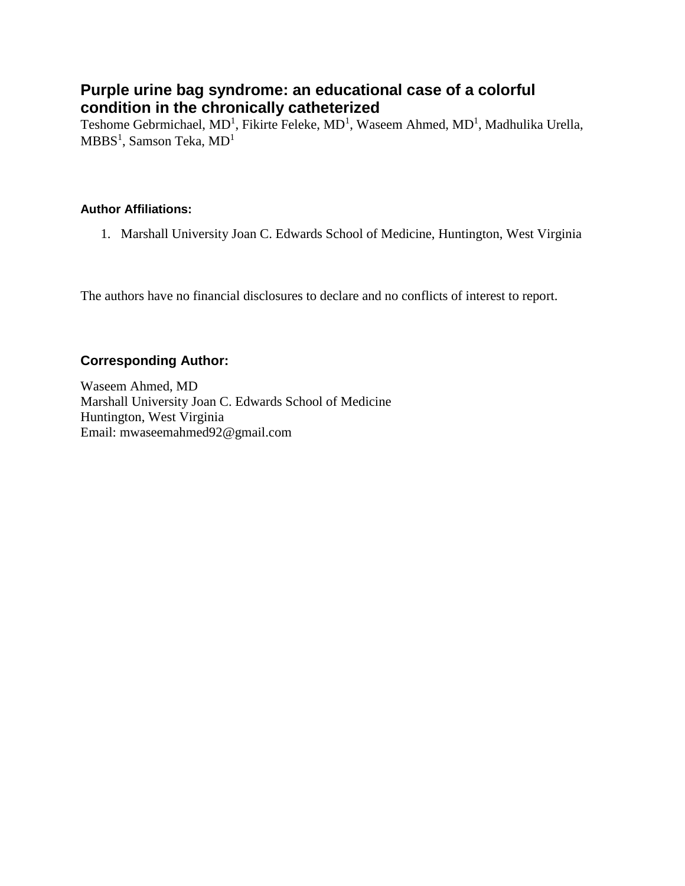# Purple urine bag syndrome: an educational case of a colorful condition in the chronically catheterized

Teshome Gebrmichael, MD[1], Fikirte Feleke, MD[1], Waseem Ahmed, MD[1], Madhulika Urella, MBBS[1], Samson Teka, MD[1]

### Author Affiliations:

1. Marshall University Joan C. Edwards School of Medicine, Huntington, West Virginia

The authors have no financial disclosures to declare and no conflicts of interest to report.

## Corresponding Author:

Waseem Ahmed, MD
Marshall University Joan C. Edwards School of Medicine
Huntington, West Virginia
Email: mwaseemahmed92@gmail.com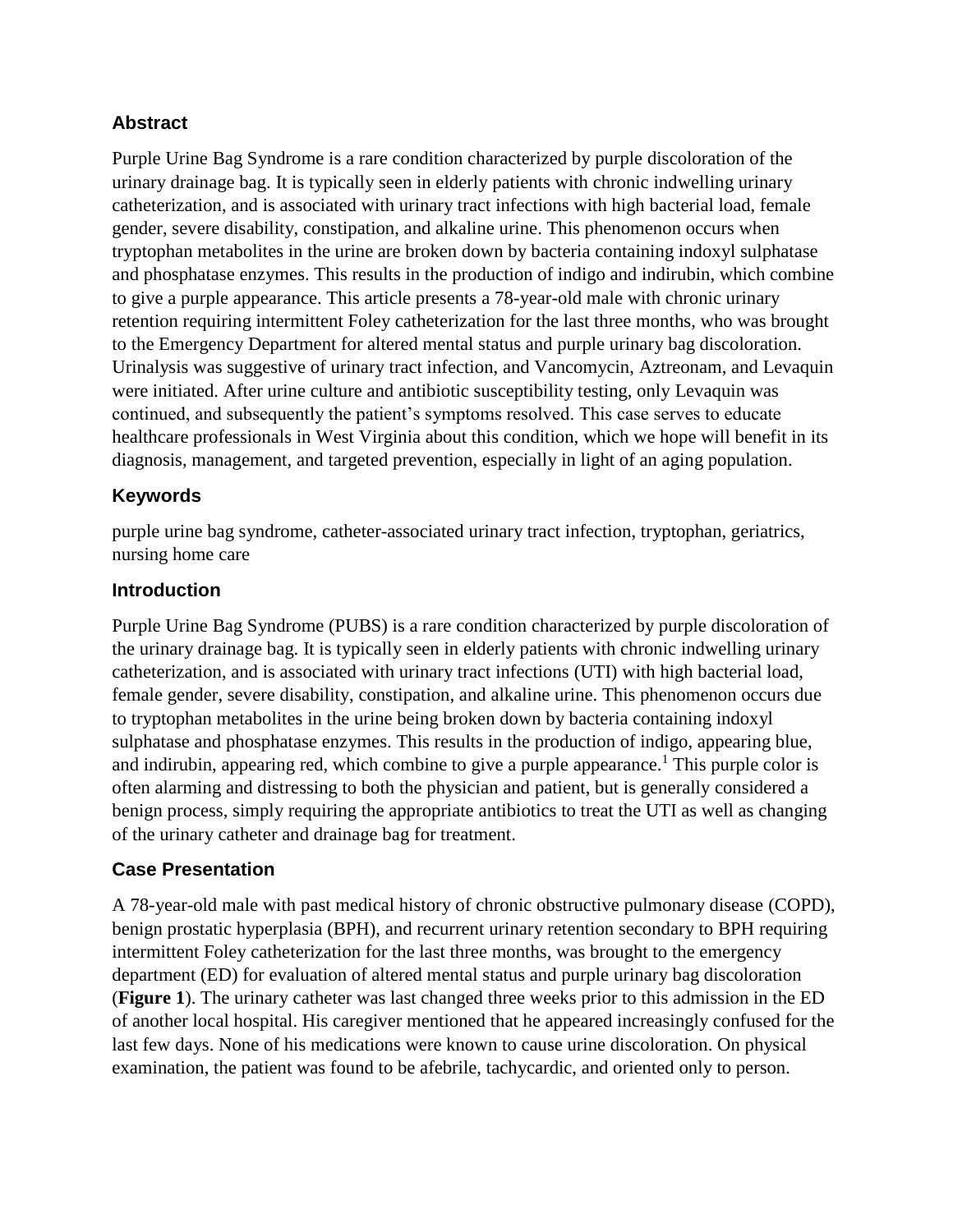## Abstract

Purple Urine Bag Syndrome is a rare condition characterized by purple discoloration of the urinary drainage bag. It is typically seen in elderly patients with chronic indwelling urinary catheterization, and is associated with urinary tract infections with high bacterial load, female gender, severe disability, constipation, and alkaline urine. This phenomenon occurs when tryptophan metabolites in the urine are broken down by bacteria containing indoxyl sulphatase and phosphatase enzymes. This results in the production of indigo and indirubin, which combine to give a purple appearance. This article presents a 78-year-old male with chronic urinary retention requiring intermittent Foley catheterization for the last three months, who was brought to the Emergency Department for altered mental status and purple urinary bag discoloration. Urinalysis was suggestive of urinary tract infection, and Vancomycin, Aztreonam, and Levaquin were initiated. After urine culture and antibiotic susceptibility testing, only Levaquin was continued, and subsequently the patient's symptoms resolved. This case serves to educate healthcare professionals in West Virginia about this condition, which we hope will benefit in its diagnosis, management, and targeted prevention, especially in light of an aging population.

## Keywords

purple urine bag syndrome, catheter-associated urinary tract infection, tryptophan, geriatrics, nursing home care

## Introduction

Purple Urine Bag Syndrome (PUBS) is a rare condition characterized by purple discoloration of the urinary drainage bag. It is typically seen in elderly patients with chronic indwelling urinary catheterization, and is associated with urinary tract infections (UTI) with high bacterial load, female gender, severe disability, constipation, and alkaline urine. This phenomenon occurs due to tryptophan metabolites in the urine being broken down by bacteria containing indoxyl sulphatase and phosphatase enzymes. This results in the production of indigo, appearing blue, and indirubin, appearing red, which combine to give a purple appearance.[1] This purple color is often alarming and distressing to both the physician and patient, but is generally considered a benign process, simply requiring the appropriate antibiotics to treat the UTI as well as changing of the urinary catheter and drainage bag for treatment.

## Case Presentation

A 78-year-old male with past medical history of chronic obstructive pulmonary disease (COPD), benign prostatic hyperplasia (BPH), and recurrent urinary retention secondary to BPH requiring intermittent Foley catheterization for the last three months, was brought to the emergency department (ED) for evaluation of altered mental status and purple urinary bag discoloration (**Figure 1**). The urinary catheter was last changed three weeks prior to this admission in the ED of another local hospital. His caregiver mentioned that he appeared increasingly confused for the last few days. None of his medications were known to cause urine discoloration. On physical examination, the patient was found to be afebrile, tachycardic, and oriented only to person.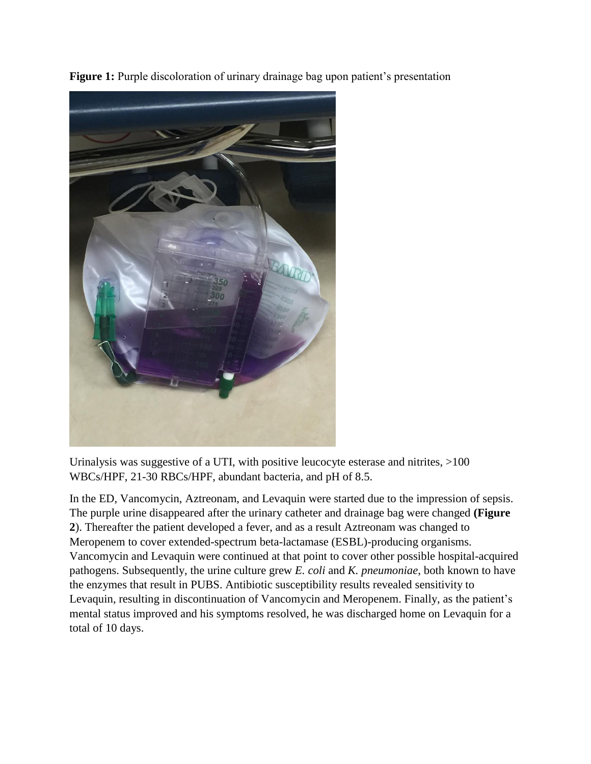**Figure 1:** Purple discoloration of urinary drainage bag upon patient's presentation

Urinalysis was suggestive of a UTI, with positive leucocyte esterase and nitrites, >100 WBCs/HPF, 21-30 RBCs/HPF, abundant bacteria, and pH of 8.5.

In the ED, Vancomycin, Aztreonam, and Levaquin were started due to the impression of sepsis. The purple urine disappeared after the urinary catheter and drainage bag were changed **(Figure 2**). Thereafter the patient developed a fever, and as a result Aztreonam was changed to Meropenem to cover extended-spectrum beta-lactamase (ESBL)-producing organisms. Vancomycin and Levaquin were continued at that point to cover other possible hospital-acquired pathogens. Subsequently, the urine culture grew *E. coli* and *K. pneumoniae*, both known to have the enzymes that result in PUBS. Antibiotic susceptibility results revealed sensitivity to Levaquin, resulting in discontinuation of Vancomycin and Meropenem. Finally, as the patient's mental status improved and his symptoms resolved, he was discharged home on Levaquin for a total of 10 days.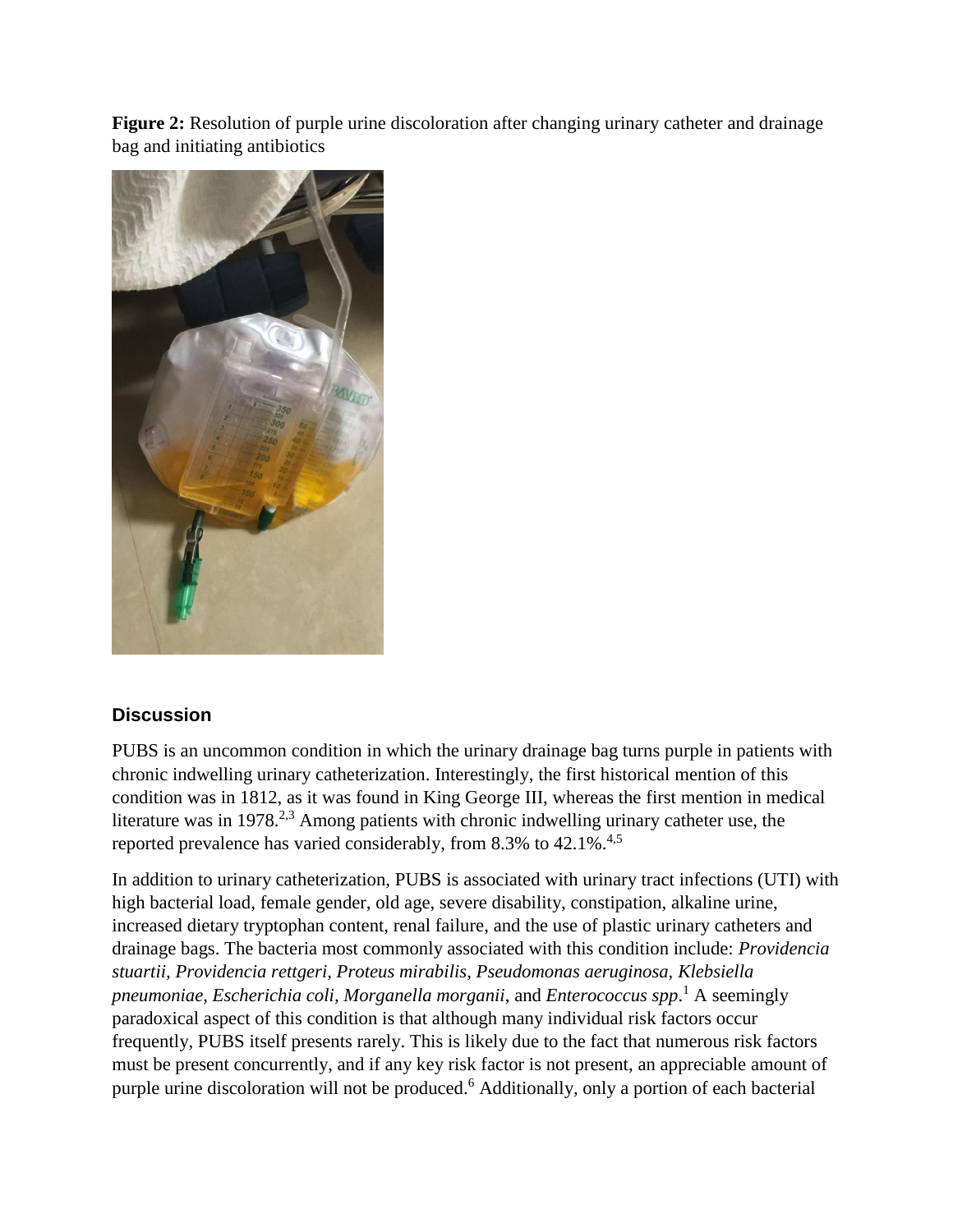**Figure 2:** Resolution of purple urine discoloration after changing urinary catheter and drainage bag and initiating antibiotics

## Discussion

PUBS is an uncommon condition in which the urinary drainage bag turns purple in patients with chronic indwelling urinary catheterization. Interestingly, the first historical mention of this condition was in 1812, as it was found in King George III, whereas the first mention in medical literature was in 1978.[2,3] Among patients with chronic indwelling urinary catheter use, the reported prevalence has varied considerably, from 8.3% to 42.1%.[4,5]

In addition to urinary catheterization, PUBS is associated with urinary tract infections (UTI) with high bacterial load, female gender, old age, severe disability, constipation, alkaline urine, increased dietary tryptophan content, renal failure, and the use of plastic urinary catheters and drainage bags. The bacteria most commonly associated with this condition include: *Providencia stuartii, Providencia rettgeri, Proteus mirabilis, Pseudomonas aeruginosa, Klebsiella pneumoniae, Escherichia coli, Morganella morganii*, and *Enterococcus spp*.[1] A seemingly paradoxical aspect of this condition is that although many individual risk factors occur frequently, PUBS itself presents rarely. This is likely due to the fact that numerous risk factors must be present concurrently, and if any key risk factor is not present, an appreciable amount of purple urine discoloration will not be produced.[6] Additionally, only a portion of each bacterial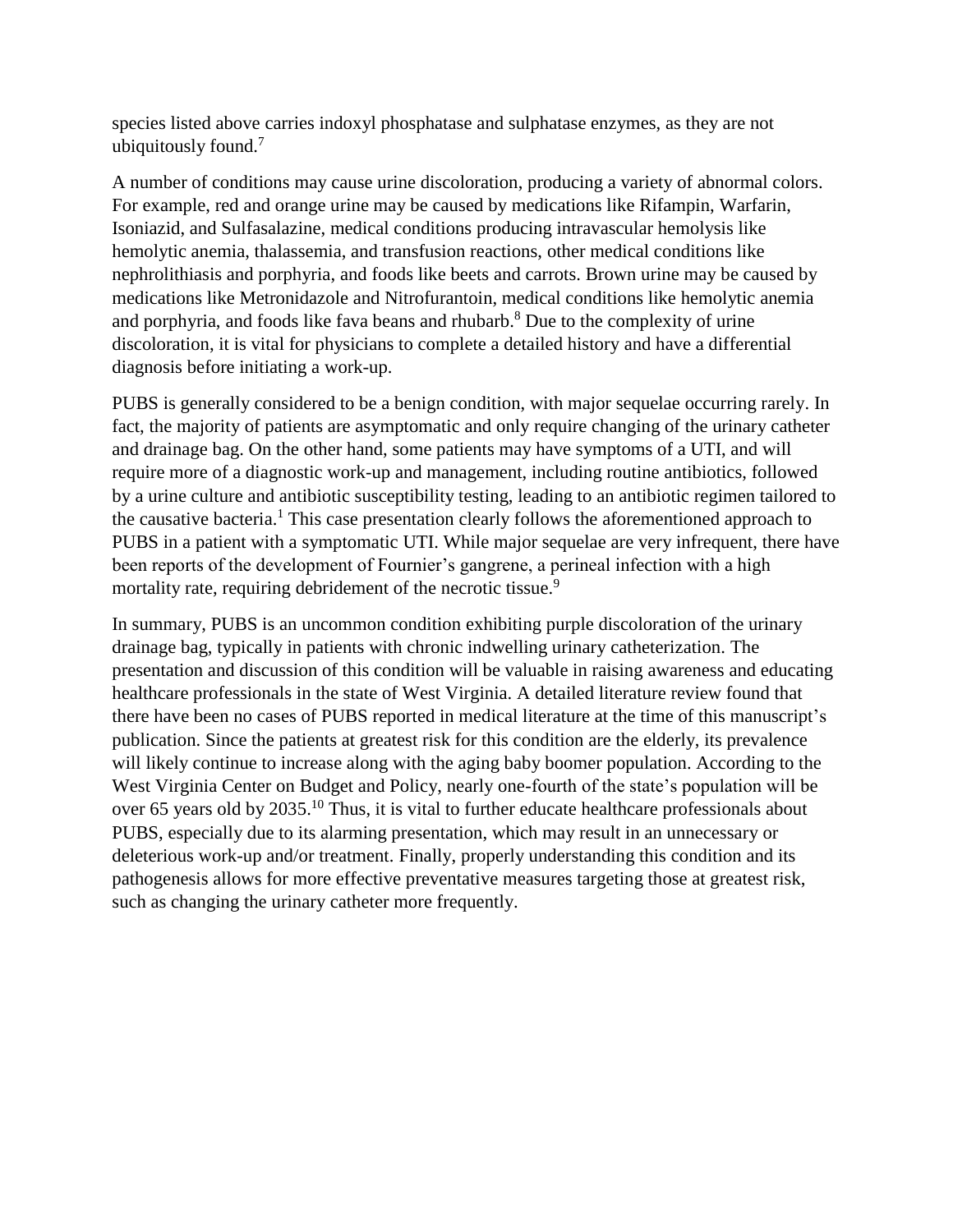species listed above carries indoxyl phosphatase and sulphatase enzymes, as they are not ubiquitously found.[7]

A number of conditions may cause urine discoloration, producing a variety of abnormal colors. For example, red and orange urine may be caused by medications like Rifampin, Warfarin, Isoniazid, and Sulfasalazine, medical conditions producing intravascular hemolysis like hemolytic anemia, thalassemia, and transfusion reactions, other medical conditions like nephrolithiasis and porphyria, and foods like beets and carrots. Brown urine may be caused by medications like Metronidazole and Nitrofurantoin, medical conditions like hemolytic anemia and porphyria, and foods like fava beans and rhubarb.[8] Due to the complexity of urine discoloration, it is vital for physicians to complete a detailed history and have a differential diagnosis before initiating a work-up.

PUBS is generally considered to be a benign condition, with major sequelae occurring rarely. In fact, the majority of patients are asymptomatic and only require changing of the urinary catheter and drainage bag. On the other hand, some patients may have symptoms of a UTI, and will require more of a diagnostic work-up and management, including routine antibiotics, followed by a urine culture and antibiotic susceptibility testing, leading to an antibiotic regimen tailored to the causative bacteria.[1] This case presentation clearly follows the aforementioned approach to PUBS in a patient with a symptomatic UTI. While major sequelae are very infrequent, there have been reports of the development of Fournier's gangrene, a perineal infection with a high mortality rate, requiring debridement of the necrotic tissue.[9]

In summary, PUBS is an uncommon condition exhibiting purple discoloration of the urinary drainage bag, typically in patients with chronic indwelling urinary catheterization. The presentation and discussion of this condition will be valuable in raising awareness and educating healthcare professionals in the state of West Virginia. A detailed literature review found that there have been no cases of PUBS reported in medical literature at the time of this manuscript's publication. Since the patients at greatest risk for this condition are the elderly, its prevalence will likely continue to increase along with the aging baby boomer population. According to the West Virginia Center on Budget and Policy, nearly one-fourth of the state's population will be over 65 years old by 2035.[10] Thus, it is vital to further educate healthcare professionals about PUBS, especially due to its alarming presentation, which may result in an unnecessary or deleterious work-up and/or treatment. Finally, properly understanding this condition and its pathogenesis allows for more effective preventative measures targeting those at greatest risk, such as changing the urinary catheter more frequently.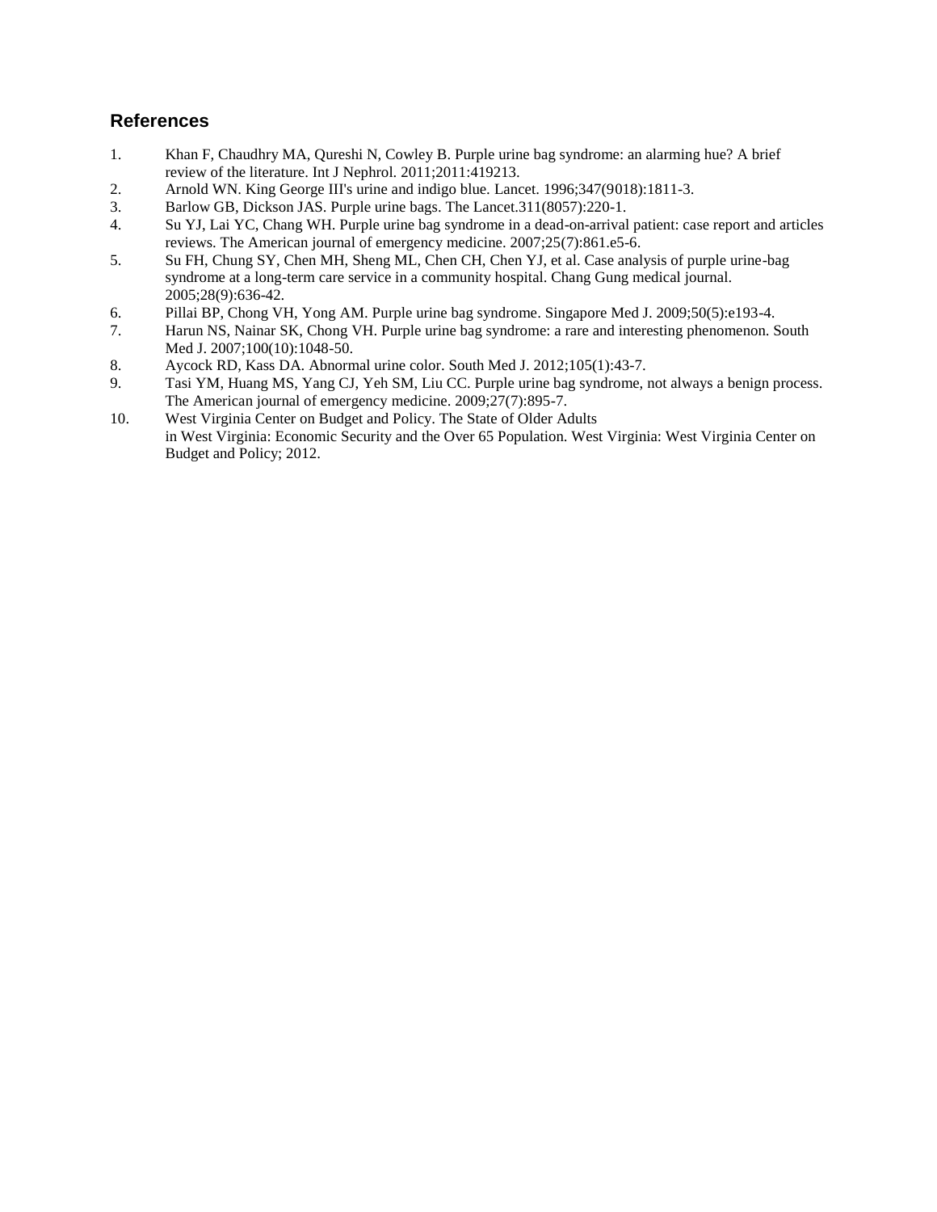## References

1. Khan F, Chaudhry MA, Qureshi N, Cowley B. Purple urine bag syndrome: an alarming hue? A brief review of the literature. Int J Nephrol. 2011;2011:419213.
2. Arnold WN. King George III's urine and indigo blue. Lancet. 1996;347(9018):1811-3.
3. Barlow GB, Dickson JAS. Purple urine bags. The Lancet.311(8057):220-1.
4. Su YJ, Lai YC, Chang WH. Purple urine bag syndrome in a dead-on-arrival patient: case report and articles reviews. The American journal of emergency medicine. 2007;25(7):861.e5-6.
5. Su FH, Chung SY, Chen MH, Sheng ML, Chen CH, Chen YJ, et al. Case analysis of purple urine-bag syndrome at a long-term care service in a community hospital. Chang Gung medical journal. 2005;28(9):636-42.
6. Pillai BP, Chong VH, Yong AM. Purple urine bag syndrome. Singapore Med J. 2009;50(5):e193-4.
7. Harun NS, Nainar SK, Chong VH. Purple urine bag syndrome: a rare and interesting phenomenon. South Med J. 2007;100(10):1048-50.
8. Aycock RD, Kass DA. Abnormal urine color. South Med J. 2012;105(1):43-7.
9. Tasi YM, Huang MS, Yang CJ, Yeh SM, Liu CC. Purple urine bag syndrome, not always a benign process. The American journal of emergency medicine. 2009;27(7):895-7.
10. West Virginia Center on Budget and Policy. The State of Older Adults in West Virginia: Economic Security and the Over 65 Population. West Virginia: West Virginia Center on Budget and Policy; 2012.